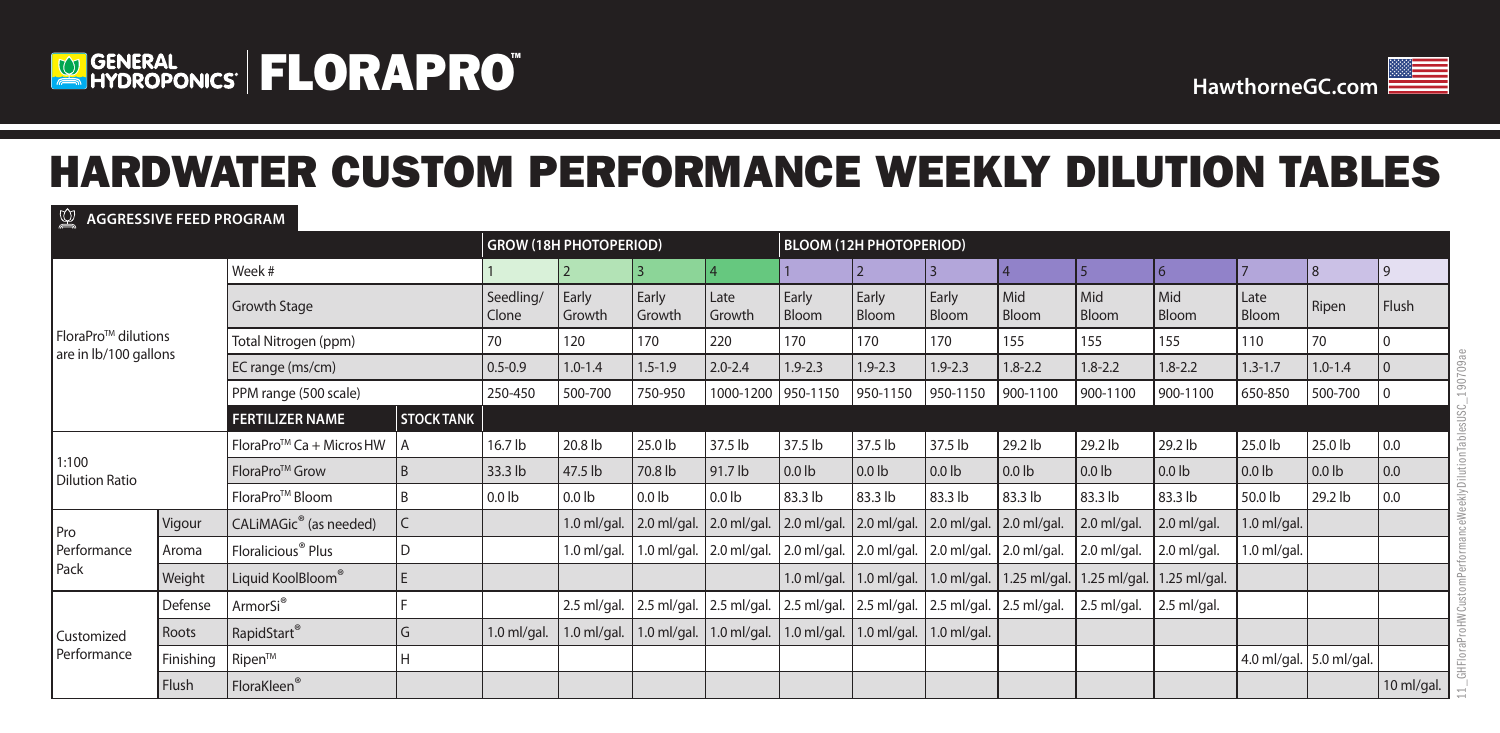GENERAL HYDROPONICS | FLORAPRO™

HawthorneGC.com

# HARDWATER CUSTOM PERFORMANCE WEEKLY DILUTION TABLES

## AGGRESSIVE FEED PROGRAM

| | | | | GROW (18H PHOTOPERIOD) | | | | BLOOM (12H PHOTOPERIOD) | | | | | | | | |
|---|---|---|---|---|---|---|---|---|---|---|---|---|---|---|---|---|
| FloraPro™ dilutions are in lb/100 gallons | | Week # | | 1 | 2 | 3 | 4 | 1 | 2 | 3 | 4 | 5 | 6 | 7 | 8 | 9 |
| | | Growth Stage | | Seedling/ Clone | Early Growth | Early Growth | Late Growth | Early Bloom | Early Bloom | Early Bloom | Mid Bloom | Mid Bloom | Mid Bloom | Late Bloom | Ripen | Flush |
| | | Total Nitrogen (ppm) | | 70 | 120 | 170 | 220 | 170 | 170 | 170 | 155 | 155 | 155 | 110 | 70 | 0 |
| | | EC range (ms/cm) | | 0.5-0.9 | 1.0-1.4 | 1.5-1.9 | 2.0-2.4 | 1.9-2.3 | 1.9-2.3 | 1.9-2.3 | 1.8-2.2 | 1.8-2.2 | 1.8-2.2 | 1.3-1.7 | 1.0-1.4 | 0 |
| | | PPM range (500 scale) | | 250-450 | 500-700 | 750-950 | 1000-1200 | 950-1150 | 950-1150 | 950-1150 | 900-1100 | 900-1100 | 900-1100 | 650-850 | 500-700 | 0 |
| | | FERTILIZER NAME | STOCK TANK | | | | | | | | | | | | | |
| 1:100 Dilution Ratio | | FloraPro™ Ca + Micros HW | A | 16.7 lb | 20.8 lb | 25.0 lb | 37.5 lb | 37.5 lb | 37.5 lb | 37.5 lb | 29.2 lb | 29.2 lb | 29.2 lb | 25.0 lb | 25.0 lb | 0.0 |
| | | FloraPro™ Grow | B | 33.3 lb | 47.5 lb | 70.8 lb | 91.7 lb | 0.0 lb | 0.0 lb | 0.0 lb | 0.0 lb | 0.0 lb | 0.0 lb | 0.0 lb | 0.0 lb | 0.0 |
| | | FloraPro™ Bloom | B | 0.0 lb | 0.0 lb | 0.0 lb | 0.0 lb | 83.3 lb | 83.3 lb | 83.3 lb | 83.3 lb | 83.3 lb | 83.3 lb | 50.0 lb | 29.2 lb | 0.0 |
| Pro Performance Pack | Vigour | CALiMAGic® (as needed) | C | | 1.0 ml/gal. | 2.0 ml/gal. | 2.0 ml/gal. | 2.0 ml/gal. | 2.0 ml/gal. | 2.0 ml/gal. | 2.0 ml/gal. | 2.0 ml/gal. | 2.0 ml/gal. | 1.0 ml/gal. | | |
| | Aroma | Floralicious® Plus | D | | 1.0 ml/gal. | 1.0 ml/gal. | 2.0 ml/gal. | 2.0 ml/gal. | 2.0 ml/gal. | 2.0 ml/gal. | 2.0 ml/gal. | 2.0 ml/gal. | 2.0 ml/gal. | 1.0 ml/gal. | | |
| | Weight | Liquid KoolBloom® | E | | | | | 1.0 ml/gal. | 1.0 ml/gal. | 1.0 ml/gal. | 1.25 ml/gal. | 1.25 ml/gal. | 1.25 ml/gal. | | | |
| Customized Performance | Defense | ArmorSi® | F | | 2.5 ml/gal. | 2.5 ml/gal. | 2.5 ml/gal. | 2.5 ml/gal. | 2.5 ml/gal. | 2.5 ml/gal. | 2.5 ml/gal. | 2.5 ml/gal. | 2.5 ml/gal. | | | |
| | Roots | RapidStart® | G | 1.0 ml/gal. | 1.0 ml/gal. | 1.0 ml/gal. | 1.0 ml/gal. | 1.0 ml/gal. | 1.0 ml/gal. | 1.0 ml/gal. | | | | | | |
| | Finishing | Ripen™ | H | | | | | | | | | | | 4.0 ml/gal. | 5.0 ml/gal. | |
| | Flush | FloraKleen® | | | | | | | | | | | | | | 10 ml/gal. |

11_GHFloraProHWCustomPerformanceWeeklyDilutionTablesUSC_190709ae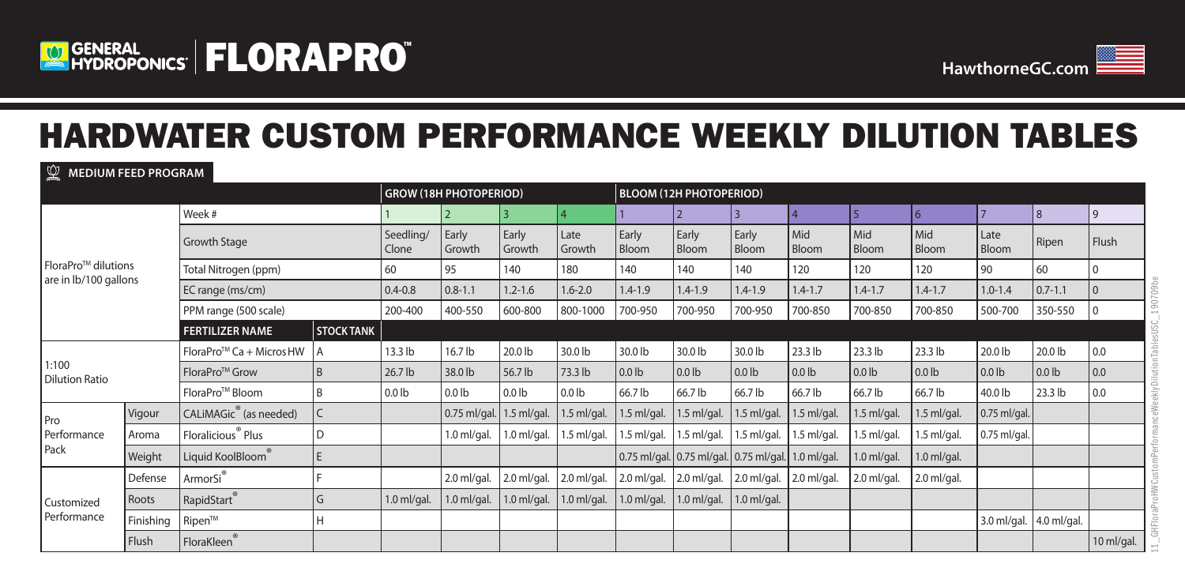# HARDWATER CUSTOM PERFORMANCE WEEKLY DILUTION TABLES

**MEDIUM FEED PROGRAM**

| | | | | GROW (18H PHOTOPERIOD) | | | | BLOOM (12H PHOTOPERIOD) | | | | | | | | |
|---|---|---|---|---|---|---|---|---|---|---|---|---|---|---|---|---|
| FloraPro™ dilutions are in lb/100 gallons | | Week # | | 1 | 2 | 3 | 4 | 1 | 2 | 3 | 4 | 5 | 6 | 7 | 8 | 9 |
| | | Growth Stage | | Seedling/ Clone | Early Growth | Early Growth | Late Growth | Early Bloom | Early Bloom | Early Bloom | Mid Bloom | Mid Bloom | Mid Bloom | Late Bloom | Ripen | Flush |
| | | Total Nitrogen (ppm) | | 60 | 95 | 140 | 180 | 140 | 140 | 140 | 120 | 120 | 120 | 90 | 60 | 0 |
| | | EC range (ms/cm) | | 0.4-0.8 | 0.8-1.1 | 1.2-1.6 | 1.6-2.0 | 1.4-1.9 | 1.4-1.9 | 1.4-1.9 | 1.4-1.7 | 1.4-1.7 | 1.4-1.7 | 1.0-1.4 | 0.7-1.1 | 0 |
| | | PPM range (500 scale) | | 200-400 | 400-550 | 600-800 | 800-1000 | 700-950 | 700-950 | 700-950 | 700-850 | 700-850 | 700-850 | 500-700 | 350-550 | 0 |
| | | **FERTILIZER NAME** | **STOCK TANK** | | | | | | | | | | | | | |
| 1:100 Dilution Ratio | | FloraPro™ Ca + Micros HW | A | 13.3 lb | 16.7 lb | 20.0 lb | 30.0 lb | 30.0 lb | 30.0 lb | 30.0 lb | 23.3 lb | 23.3 lb | 23.3 lb | 20.0 lb | 20.0 lb | 0.0 |
| | | FloraPro™ Grow | B | 26.7 lb | 38.0 lb | 56.7 lb | 73.3 lb | 0.0 lb | 0.0 lb | 0.0 lb | 0.0 lb | 0.0 lb | 0.0 lb | 0.0 lb | 0.0 lb | 0.0 |
| | | FloraPro™ Bloom | B | 0.0 lb | 0.0 lb | 0.0 lb | 0.0 lb | 66.7 lb | 66.7 lb | 66.7 lb | 66.7 lb | 66.7 lb | 66.7 lb | 40.0 lb | 23.3 lb | 0.0 |
| Pro Performance Pack | Vigour | CALiMAGic® (as needed) | C | | 0.75 ml/gal. | 1.5 ml/gal. | 1.5 ml/gal. | 1.5 ml/gal. | 1.5 ml/gal. | 1.5 ml/gal. | 1.5 ml/gal. | 1.5 ml/gal. | 1.5 ml/gal. | 0.75 ml/gal. | | |
| | Aroma | Floralicious® Plus | D | | 1.0 ml/gal. | 1.0 ml/gal. | 1.5 ml/gal. | 1.5 ml/gal. | 1.5 ml/gal. | 1.5 ml/gal. | 1.5 ml/gal. | 1.5 ml/gal. | 1.5 ml/gal. | 0.75 ml/gal. | | |
| | Weight | Liquid KoolBloom® | E | | | | | 0.75 ml/gal. | 0.75 ml/gal. | 0.75 ml/gal. | 1.0 ml/gal. | 1.0 ml/gal. | 1.0 ml/gal. | | | |
| Customized Performance | Defense | ArmorSi® | F | | 2.0 ml/gal. | 2.0 ml/gal. | 2.0 ml/gal. | 2.0 ml/gal. | 2.0 ml/gal. | 2.0 ml/gal. | 2.0 ml/gal. | 2.0 ml/gal. | 2.0 ml/gal. | | | |
| | Roots | RapidStart® | G | 1.0 ml/gal. | 1.0 ml/gal. | 1.0 ml/gal. | 1.0 ml/gal. | 1.0 ml/gal. | 1.0 ml/gal. | 1.0 ml/gal. | | | | | | |
| | Finishing | Ripen™ | H | | | | | | | | | | | 3.0 ml/gal. | 4.0 ml/gal. | |
| | Flush | FloraKleen® | | | | | | | | | | | | | | 10 ml/gal. |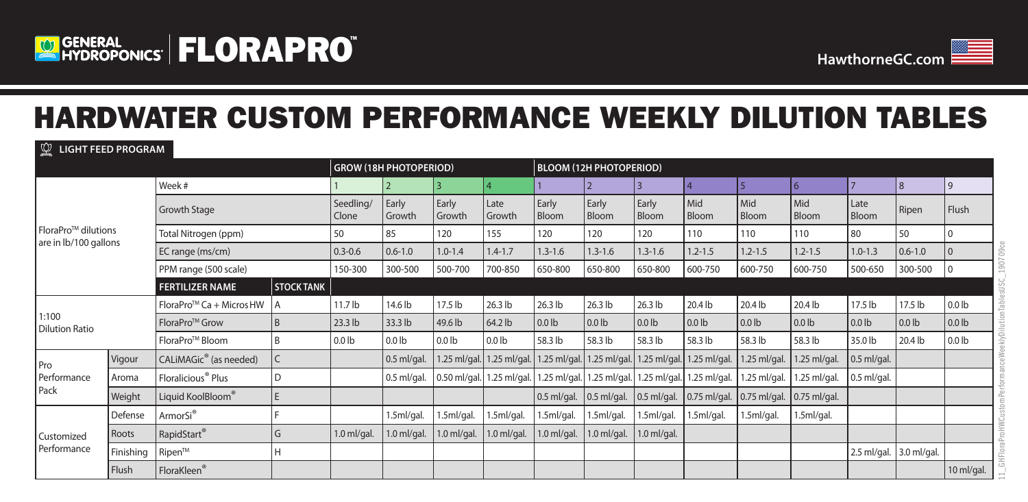# HARDWATER CUSTOM PERFORMANCE WEEKLY DILUTION TABLES

**LIGHT FEED PROGRAM**

| | | | | GROW (18H PHOTOPERIOD) | | | | BLOOM (12H PHOTOPERIOD) | | | | | | | | |
|---|---|---|---|---|---|---|---|---|---|---|---|---|---|---|---|---|
| FloraPro™ dilutions are in lb/100 gallons | | Week # | | 1 | 2 | 3 | 4 | 1 | 2 | 3 | 4 | 5 | 6 | 7 | 8 | 9 |
| | | Growth Stage | | Seedling/ Clone | Early Growth | Early Growth | Late Growth | Early Bloom | Early Bloom | Early Bloom | Mid Bloom | Mid Bloom | Mid Bloom | Late Bloom | Ripen | Flush |
| | | Total Nitrogen (ppm) | | 50 | 85 | 120 | 155 | 120 | 120 | 120 | 110 | 110 | 110 | 80 | 50 | 0 |
| | | EC range (ms/cm) | | 0.3-0.6 | 0.6-1.0 | 1.0-1.4 | 1.4-1.7 | 1.3-1.6 | 1.3-1.6 | 1.3-1.6 | 1.2-1.5 | 1.2-1.5 | 1.2-1.5 | 1.0-1.3 | 0.6-1.0 | 0 |
| | | PPM range (500 scale) | | 150-300 | 300-500 | 500-700 | 700-850 | 650-800 | 650-800 | 650-800 | 600-750 | 600-750 | 600-750 | 500-650 | 300-500 | 0 |
| | | **FERTILIZER NAME** | **STOCK TANK** | | | | | | | | | | | | | |
| 1:100 Dilution Ratio | | FloraPro™ Ca + Micros HW | A | 11.7 lb | 14.6 lb | 17.5 lb | 26.3 lb | 26.3 lb | 26.3 lb | 26.3 lb | 20.4 lb | 20.4 lb | 20.4 lb | 17.5 lb | 17.5 lb | 0.0 lb |
| | | FloraPro™ Grow | B | 23.3 lb | 33.3 lb | 49.6 lb | 64.2 lb | 0.0 lb | 0.0 lb | 0.0 lb | 0.0 lb | 0.0 lb | 0.0 lb | 0.0 lb | 0.0 lb | 0.0 lb |
| | | FloraPro™ Bloom | B | 0.0 lb | 0.0 lb | 0.0 lb | 0.0 lb | 58.3 lb | 58.3 lb | 58.3 lb | 58.3 lb | 58.3 lb | 58.3 lb | 35.0 lb | 20.4 lb | 0.0 lb |
| Pro Performance Pack | Vigour | CALiMAGiC® (as needed) | C | | 0.5 ml/gal. | 1.25 ml/gal. | 1.25 ml/gal. | 1.25 ml/gal. | 1.25 ml/gal. | 1.25 ml/gal. | 1.25 ml/gal. | 1.25 ml/gal. | 1.25 ml/gal. | 0.5 ml/gal. | | |
| | Aroma | Floralicious® Plus | D | | 0.5 ml/gal. | 0.50 ml/gal. | 1.25 ml/gal. | 1.25 ml/gal. | 1.25 ml/gal. | 1.25 ml/gal. | 1.25 ml/gal. | 1.25 ml/gal. | 1.25 ml/gal. | 0.5 ml/gal. | | |
| | Weight | Liquid KoolBloom® | E | | | | | 0.5 ml/gal. | 0.5 ml/gal. | 0.5 ml/gal. | 0.75 ml/gal. | 0.75 ml/gal. | 0.75 ml/gal. | | | |
| Customized Performance | Defense | ArmorSi® | F | | 1.5ml/gal. | 1.5ml/gal. | 1.5ml/gal. | 1.5ml/gal. | 1.5ml/gal. | 1.5ml/gal. | 1.5ml/gal. | 1.5ml/gal. | 1.5ml/gal. | | | |
| | Roots | RapidStart® | G | 1.0 ml/gal. | 1.0 ml/gal. | 1.0 ml/gal. | 1.0 ml/gal. | 1.0 ml/gal. | 1.0 ml/gal. | 1.0 ml/gal. | | | | | | |
| | Finishing | Ripen™ | H | | | | | | | | | | | 2.5 ml/gal. | 3.0 ml/gal. | |
| | Flush | FloraKleen® | | | | | | | | | | | | | | 10 ml/gal. |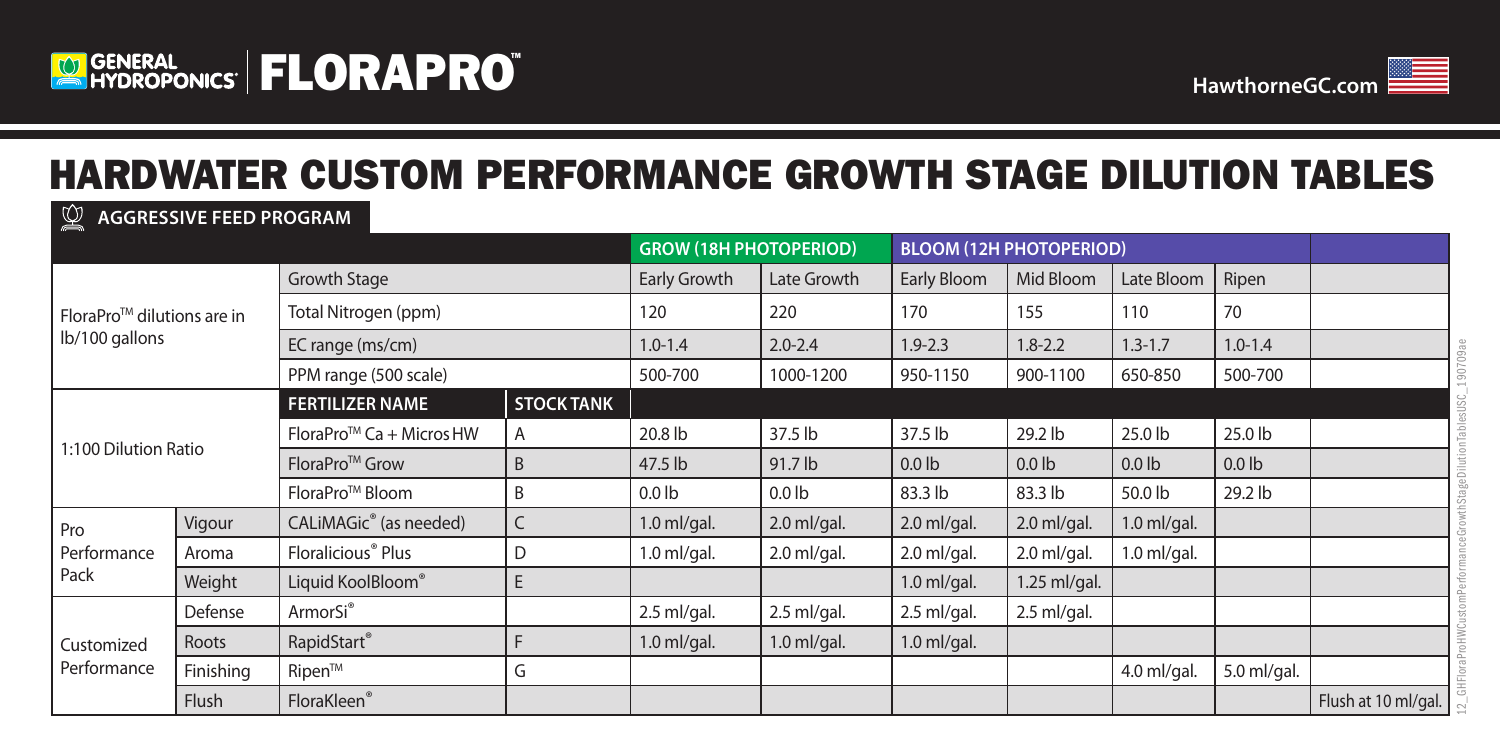# HARDWATER CUSTOM PERFORMANCE GROWTH STAGE DILUTION TABLES

**AGGRESSIVE FEED PROGRAM**

| | | | | GROW (18H PHOTOPERIOD) | | BLOOM (12H PHOTOPERIOD) | | | | |
|---|---|---|---|---|---|---|---|---|---|---|
| FloraPro™ dilutions are in lb/100 gallons | | Growth Stage | | Early Growth | Late Growth | Early Bloom | Mid Bloom | Late Bloom | Ripen | |
| | | Total Nitrogen (ppm) | | 120 | 220 | 170 | 155 | 110 | 70 | |
| | | EC range (ms/cm) | | 1.0-1.4 | 2.0-2.4 | 1.9-2.3 | 1.8-2.2 | 1.3-1.7 | 1.0-1.4 | |
| | | PPM range (500 scale) | | 500-700 | 1000-1200 | 950-1150 | 900-1100 | 650-850 | 500-700 | |
| 1:100 Dilution Ratio | | **FERTILIZER NAME** | **STOCK TANK** | | | | | | | |
| | | FloraPro™ Ca + Micros HW | A | 20.8 lb | 37.5 lb | 37.5 lb | 29.2 lb | 25.0 lb | 25.0 lb | |
| | | FloraPro™ Grow | B | 47.5 lb | 91.7 lb | 0.0 lb | 0.0 lb | 0.0 lb | 0.0 lb | |
| | | FloraPro™ Bloom | B | 0.0 lb | 0.0 lb | 83.3 lb | 83.3 lb | 50.0 lb | 29.2 lb | |
| Pro Performance Pack | Vigour | CALiMAGic® (as needed) | C | 1.0 ml/gal. | 2.0 ml/gal. | 2.0 ml/gal. | 2.0 ml/gal. | 1.0 ml/gal. | | |
| | Aroma | Floralicious® Plus | D | 1.0 ml/gal. | 2.0 ml/gal. | 2.0 ml/gal. | 2.0 ml/gal. | 1.0 ml/gal. | | |
| | Weight | Liquid KoolBloom® | E | | | 1.0 ml/gal. | 1.25 ml/gal. | | | |
| Customized Performance | Defense | ArmorSi® | | 2.5 ml/gal. | 2.5 ml/gal. | 2.5 ml/gal. | 2.5 ml/gal. | | | |
| | Roots | RapidStart® | F | 1.0 ml/gal. | 1.0 ml/gal. | 1.0 ml/gal. | | | | |
| | Finishing | Ripen™ | G | | | | | 4.0 ml/gal. | 5.0 ml/gal. | |
| | Flush | FloraKleen® | | | | | | | | Flush at 10 ml/gal. |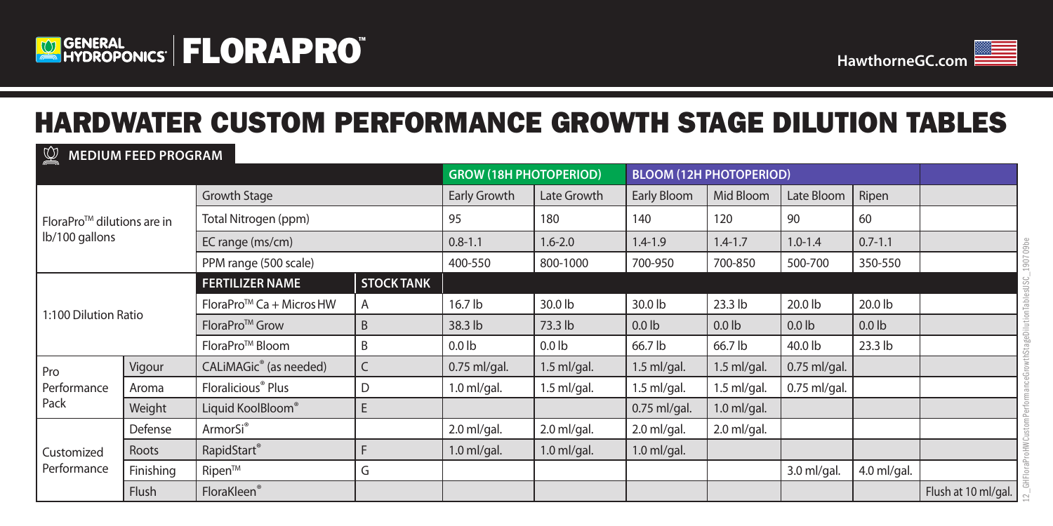# HARDWATER CUSTOM PERFORMANCE GROWTH STAGE DILUTION TABLES

**MEDIUM FEED PROGRAM**

| | | | | GROW (18H PHOTOPERIOD) | | BLOOM (12H PHOTOPERIOD) | | | | |
|---|---|---|---|---|---|---|---|---|---|---|
| FloraPro™ dilutions are in lb/100 gallons | | Growth Stage | | Early Growth | Late Growth | Early Bloom | Mid Bloom | Late Bloom | Ripen | |
| | | Total Nitrogen (ppm) | | 95 | 180 | 140 | 120 | 90 | 60 | |
| | | EC range (ms/cm) | | 0.8-1.1 | 1.6-2.0 | 1.4-1.9 | 1.4-1.7 | 1.0-1.4 | 0.7-1.1 | |
| | | PPM range (500 scale) | | 400-550 | 800-1000 | 700-950 | 700-850 | 500-700 | 350-550 | |
| 1:100 Dilution Ratio | | **FERTILIZER NAME** | **STOCK TANK** | | | | | | | |
| | | FloraPro™ Ca + Micros HW | A | 16.7 lb | 30.0 lb | 30.0 lb | 23.3 lb | 20.0 lb | 20.0 lb | |
| | | FloraPro™ Grow | B | 38.3 lb | 73.3 lb | 0.0 lb | 0.0 lb | 0.0 lb | 0.0 lb | |
| | | FloraPro™ Bloom | B | 0.0 lb | 0.0 lb | 66.7 lb | 66.7 lb | 40.0 lb | 23.3 lb | |
| Pro Performance Pack | Vigour | CALiMAGic® (as needed) | C | 0.75 ml/gal. | 1.5 ml/gal. | 1.5 ml/gal. | 1.5 ml/gal. | 0.75 ml/gal. | | |
| | Aroma | Floralicious® Plus | D | 1.0 ml/gal. | 1.5 ml/gal. | 1.5 ml/gal. | 1.5 ml/gal. | 0.75 ml/gal. | | |
| | Weight | Liquid KoolBloom® | E | | | 0.75 ml/gal. | 1.0 ml/gal. | | | |
| Customized Performance | Defense | ArmorSi® | | 2.0 ml/gal. | 2.0 ml/gal. | 2.0 ml/gal. | 2.0 ml/gal. | | | |
| | Roots | RapidStart® | F | 1.0 ml/gal. | 1.0 ml/gal. | 1.0 ml/gal. | | | | |
| | Finishing | Ripen™ | G | | | | | 3.0 ml/gal. | 4.0 ml/gal. | |
| | Flush | FloraKleen® | | | | | | | | Flush at 10 ml/gal. |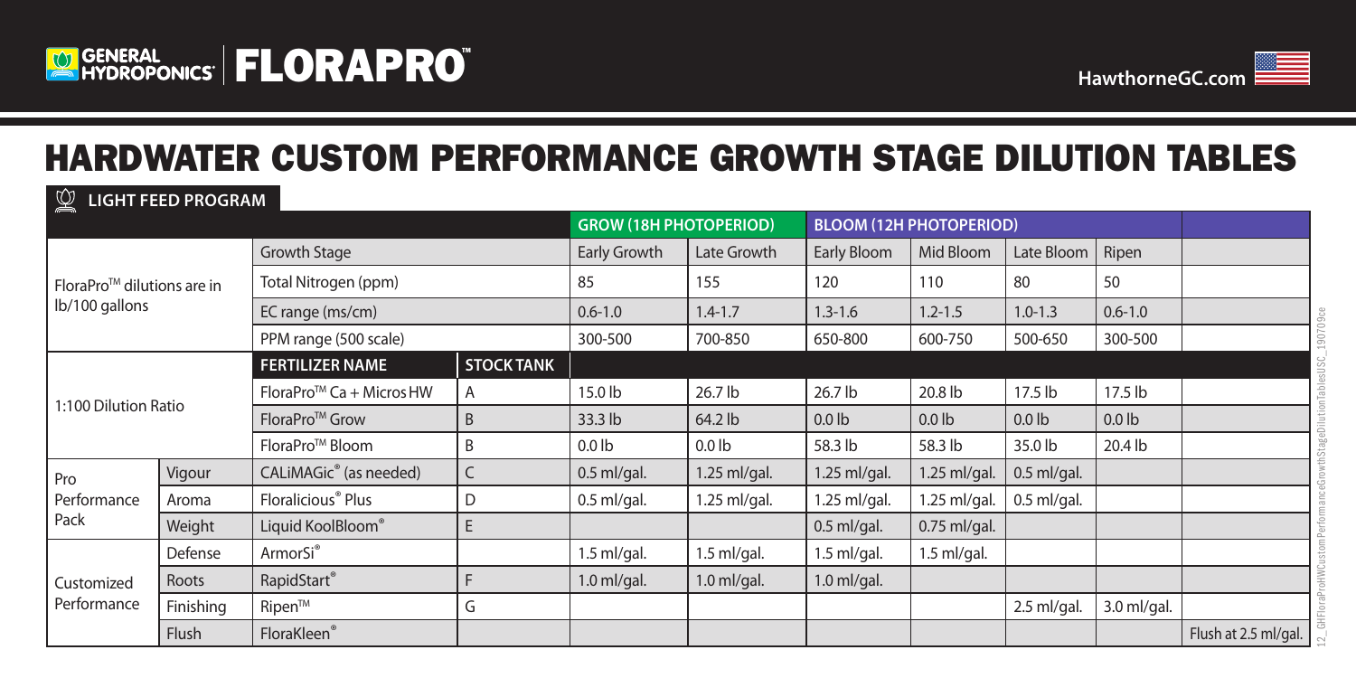GENERAL HYDROPONICS | FLORAPRO™

HawthorneGC.com

# HARDWATER CUSTOM PERFORMANCE GROWTH STAGE DILUTION TABLES

## LIGHT FEED PROGRAM

| | | | | GROW (18H PHOTOPERIOD) | | BLOOM (12H PHOTOPERIOD) | | | | |
|---|---|---|---|---|---|---|---|---|---|---|
| FloraPro™ dilutions are in lb/100 gallons | | Growth Stage | | Early Growth | Late Growth | Early Bloom | Mid Bloom | Late Bloom | Ripen | |
| | | Total Nitrogen (ppm) | | 85 | 155 | 120 | 110 | 80 | 50 | |
| | | EC range (ms/cm) | | 0.6-1.0 | 1.4-1.7 | 1.3-1.6 | 1.2-1.5 | 1.0-1.3 | 0.6-1.0 | |
| | | PPM range (500 scale) | | 300-500 | 700-850 | 650-800 | 600-750 | 500-650 | 300-500 | |
| 1:100 Dilution Ratio | | **FERTILIZER NAME** | **STOCK TANK** | | | | | | | |
| | | FloraPro™ Ca + Micros HW | A | 15.0 lb | 26.7 lb | 26.7 lb | 20.8 lb | 17.5 lb | 17.5 lb | |
| | | FloraPro™ Grow | B | 33.3 lb | 64.2 lb | 0.0 lb | 0.0 lb | 0.0 lb | 0.0 lb | |
| | | FloraPro™ Bloom | B | 0.0 lb | 0.0 lb | 58.3 lb | 58.3 lb | 35.0 lb | 20.4 lb | |
| Pro Performance Pack | Vigour | CALiMAGic® (as needed) | C | 0.5 ml/gal. | 1.25 ml/gal. | 1.25 ml/gal. | 1.25 ml/gal. | 0.5 ml/gal. | | |
| | Aroma | Floralicious® Plus | D | 0.5 ml/gal. | 1.25 ml/gal. | 1.25 ml/gal. | 1.25 ml/gal. | 0.5 ml/gal. | | |
| | Weight | Liquid KoolBloom® | E | | | 0.5 ml/gal. | 0.75 ml/gal. | | | |
| Customized Performance | Defense | ArmorSi® | | 1.5 ml/gal. | 1.5 ml/gal. | 1.5 ml/gal. | 1.5 ml/gal. | | | |
| | Roots | RapidStart® | F | 1.0 ml/gal. | 1.0 ml/gal. | 1.0 ml/gal. | | | | |
| | Finishing | Ripen™ | G | | | | | 2.5 ml/gal. | 3.0 ml/gal. | |
| | Flush | FloraKleen® | | | | | | | | Flush at 2.5 ml/gal. |

12_GHFloraProHWCustomPerformanceGrowthStageDilutionTablesUSC_190709ce